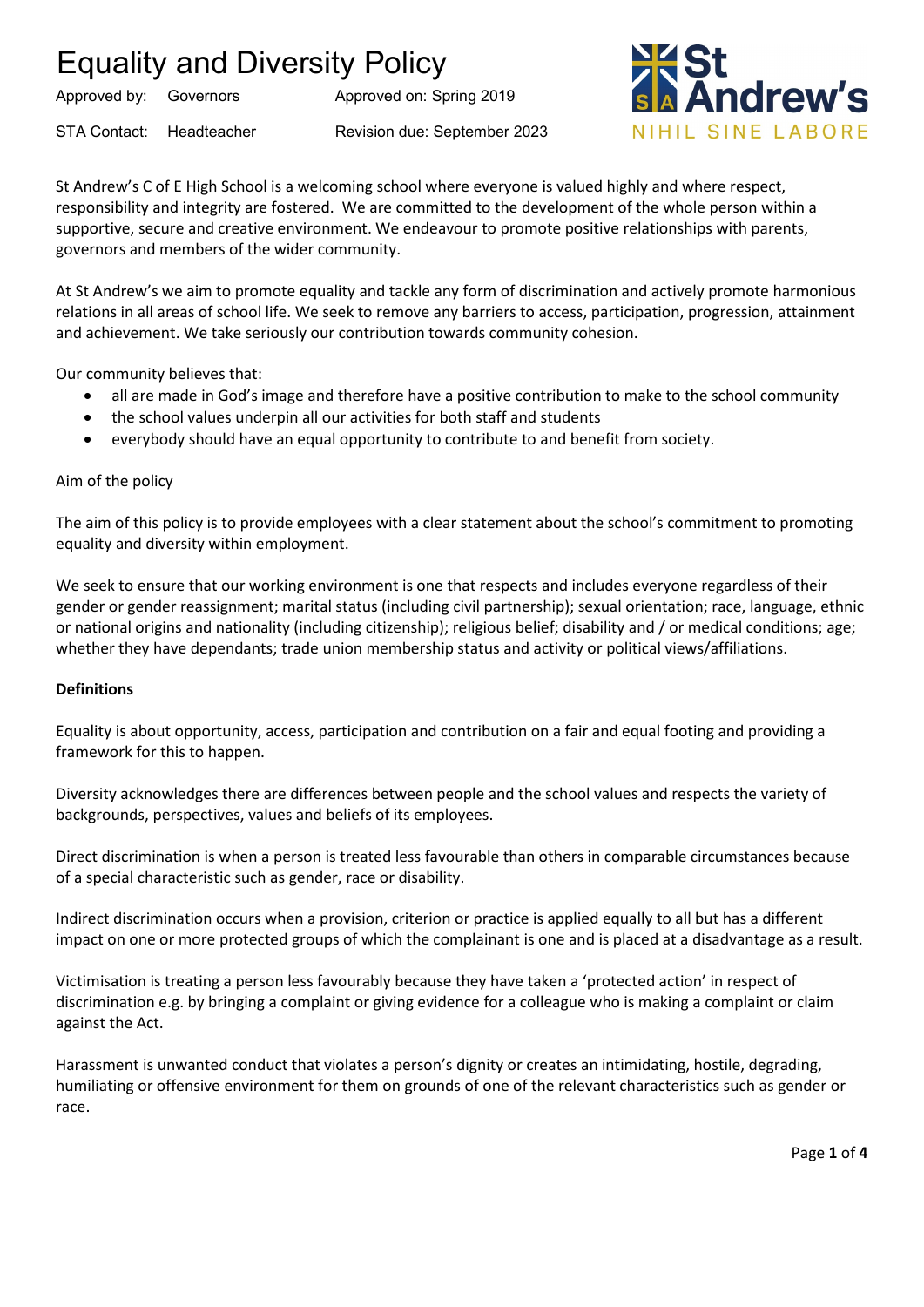# Equality and Diversity Policy

Approved by: Governors    Approved on: Spring 2019

STA Contact: Headteacher    Revision due: September 2023

St Andrew's
NIHIL SINE LABORE

St Andrew's C of E High School is a welcoming school where everyone is valued highly and where respect, responsibility and integrity are fostered. We are committed to the development of the whole person within a supportive, secure and creative environment. We endeavour to promote positive relationships with parents, governors and members of the wider community.

At St Andrew's we aim to promote equality and tackle any form of discrimination and actively promote harmonious relations in all areas of school life. We seek to remove any barriers to access, participation, progression, attainment and achievement. We take seriously our contribution towards community cohesion.

Our community believes that:

- all are made in God's image and therefore have a positive contribution to make to the school community
- the school values underpin all our activities for both staff and students
- everybody should have an equal opportunity to contribute to and benefit from society.

Aim of the policy

The aim of this policy is to provide employees with a clear statement about the school's commitment to promoting equality and diversity within employment.

We seek to ensure that our working environment is one that respects and includes everyone regardless of their gender or gender reassignment; marital status (including civil partnership); sexual orientation; race, language, ethnic or national origins and nationality (including citizenship); religious belief; disability and / or medical conditions; age; whether they have dependants; trade union membership status and activity or political views/affiliations.

**Definitions**

Equality is about opportunity, access, participation and contribution on a fair and equal footing and providing a framework for this to happen.

Diversity acknowledges there are differences between people and the school values and respects the variety of backgrounds, perspectives, values and beliefs of its employees.

Direct discrimination is when a person is treated less favourable than others in comparable circumstances because of a special characteristic such as gender, race or disability.

Indirect discrimination occurs when a provision, criterion or practice is applied equally to all but has a different impact on one or more protected groups of which the complainant is one and is placed at a disadvantage as a result.

Victimisation is treating a person less favourably because they have taken a 'protected action' in respect of discrimination e.g. by bringing a complaint or giving evidence for a colleague who is making a complaint or claim against the Act.

Harassment is unwanted conduct that violates a person's dignity or creates an intimidating, hostile, degrading, humiliating or offensive environment for them on grounds of one of the relevant characteristics such as gender or race.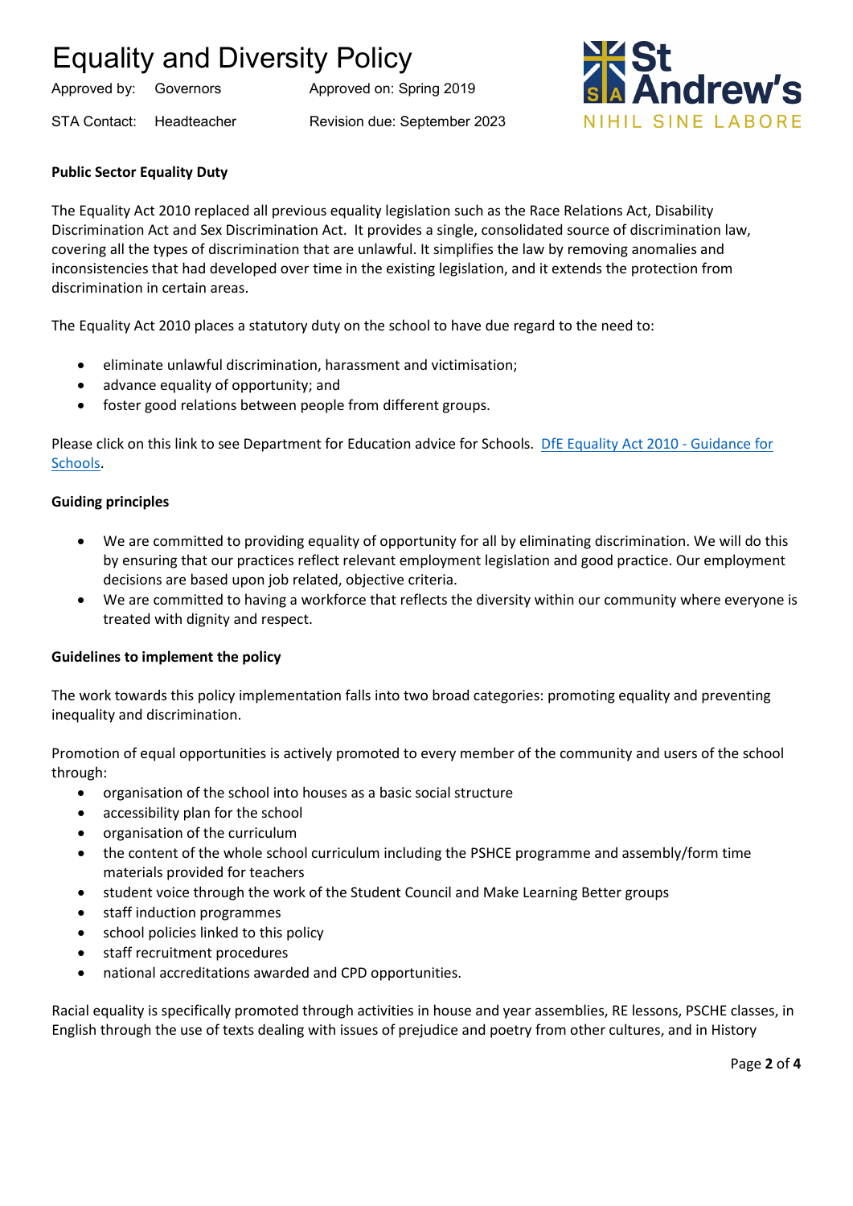# Equality and Diversity Policy

| | | |
|---|---|---|
| Approved by: | Governors | Approved on: Spring 2019 |
| STA Contact: | Headteacher | Revision due: September 2023 |

**Public Sector Equality Duty**

The Equality Act 2010 replaced all previous equality legislation such as the Race Relations Act, Disability Discrimination Act and Sex Discrimination Act. It provides a single, consolidated source of discrimination law, covering all the types of discrimination that are unlawful. It simplifies the law by removing anomalies and inconsistencies that had developed over time in the existing legislation, and it extends the protection from discrimination in certain areas.

The Equality Act 2010 places a statutory duty on the school to have due regard to the need to:

- eliminate unlawful discrimination, harassment and victimisation;
- advance equality of opportunity; and
- foster good relations between people from different groups.

Please click on this link to see Department for Education advice for Schools. DfE Equality Act 2010 - Guidance for Schools.

**Guiding principles**

- We are committed to providing equality of opportunity for all by eliminating discrimination. We will do this by ensuring that our practices reflect relevant employment legislation and good practice. Our employment decisions are based upon job related, objective criteria.
- We are committed to having a workforce that reflects the diversity within our community where everyone is treated with dignity and respect.

**Guidelines to implement the policy**

The work towards this policy implementation falls into two broad categories: promoting equality and preventing inequality and discrimination.

Promotion of equal opportunities is actively promoted to every member of the community and users of the school through:

- organisation of the school into houses as a basic social structure
- accessibility plan for the school
- organisation of the curriculum
- the content of the whole school curriculum including the PSHCE programme and assembly/form time materials provided for teachers
- student voice through the work of the Student Council and Make Learning Better groups
- staff induction programmes
- school policies linked to this policy
- staff recruitment procedures
- national accreditations awarded and CPD opportunities.

Racial equality is specifically promoted through activities in house and year assemblies, RE lessons, PSCHE classes, in English through the use of texts dealing with issues of prejudice and poetry from other cultures, and in History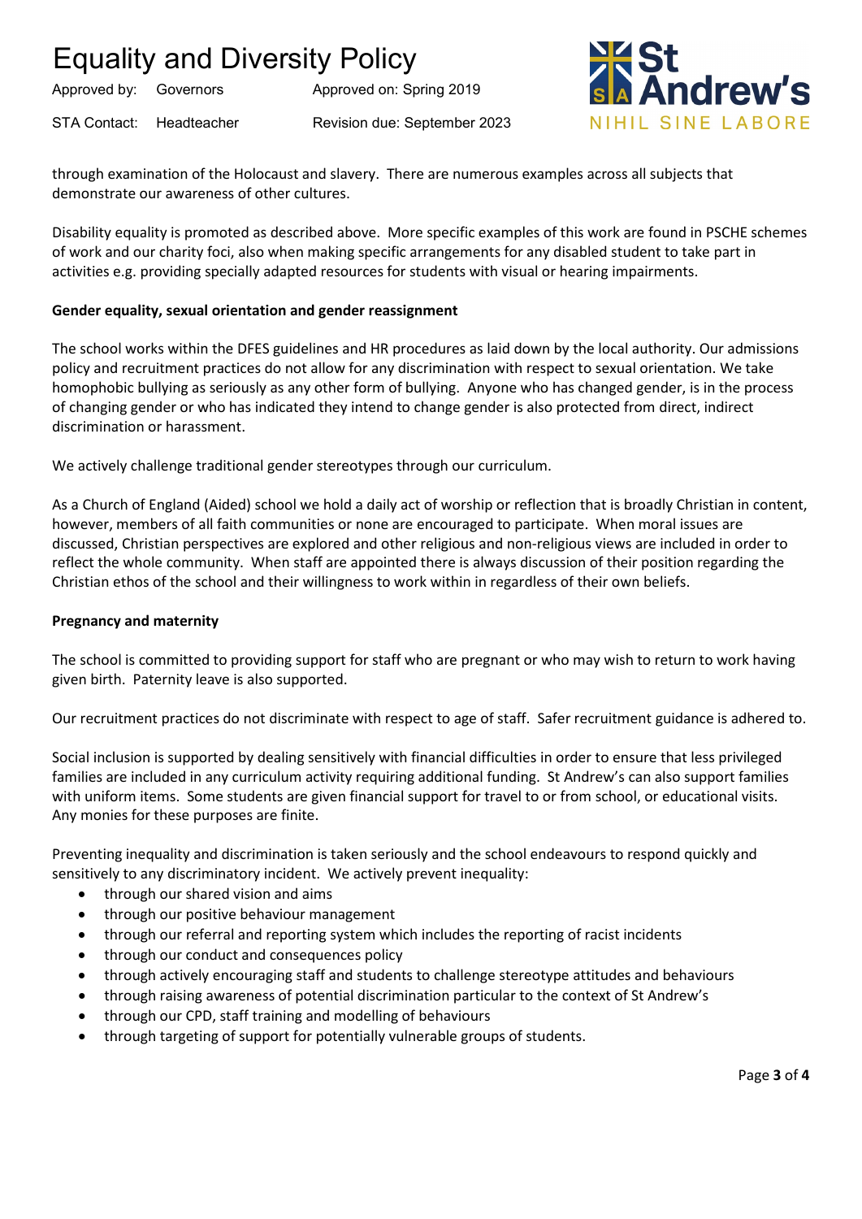through examination of the Holocaust and slavery. There are numerous examples across all subjects that demonstrate our awareness of other cultures.

Disability equality is promoted as described above. More specific examples of this work are found in PSCHE schemes of work and our charity foci, also when making specific arrangements for any disabled student to take part in activities e.g. providing specially adapted resources for students with visual or hearing impairments.

**Gender equality, sexual orientation and gender reassignment**

The school works within the DFES guidelines and HR procedures as laid down by the local authority. Our admissions policy and recruitment practices do not allow for any discrimination with respect to sexual orientation. We take homophobic bullying as seriously as any other form of bullying. Anyone who has changed gender, is in the process of changing gender or who has indicated they intend to change gender is also protected from direct, indirect discrimination or harassment.

We actively challenge traditional gender stereotypes through our curriculum.

As a Church of England (Aided) school we hold a daily act of worship or reflection that is broadly Christian in content, however, members of all faith communities or none are encouraged to participate. When moral issues are discussed, Christian perspectives are explored and other religious and non-religious views are included in order to reflect the whole community. When staff are appointed there is always discussion of their position regarding the Christian ethos of the school and their willingness to work within in regardless of their own beliefs.

**Pregnancy and maternity**

The school is committed to providing support for staff who are pregnant or who may wish to return to work having given birth. Paternity leave is also supported.

Our recruitment practices do not discriminate with respect to age of staff. Safer recruitment guidance is adhered to.

Social inclusion is supported by dealing sensitively with financial difficulties in order to ensure that less privileged families are included in any curriculum activity requiring additional funding. St Andrew's can also support families with uniform items. Some students are given financial support for travel to or from school, or educational visits. Any monies for these purposes are finite.

Preventing inequality and discrimination is taken seriously and the school endeavours to respond quickly and sensitively to any discriminatory incident. We actively prevent inequality:

- through our shared vision and aims
- through our positive behaviour management
- through our referral and reporting system which includes the reporting of racist incidents
- through our conduct and consequences policy
- through actively encouraging staff and students to challenge stereotype attitudes and behaviours
- through raising awareness of potential discrimination particular to the context of St Andrew's
- through our CPD, staff training and modelling of behaviours
- through targeting of support for potentially vulnerable groups of students.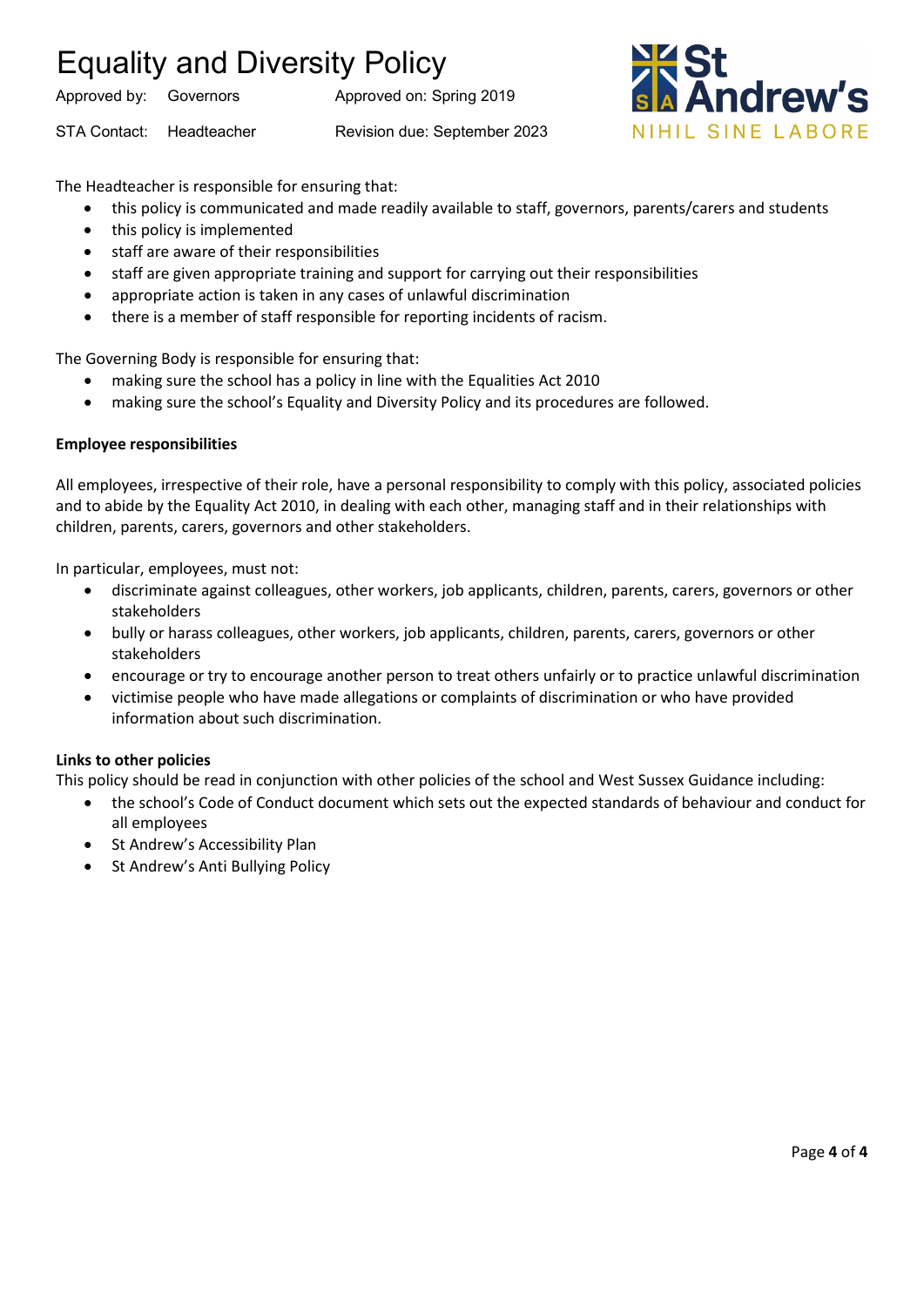The Headteacher is responsible for ensuring that:

- this policy is communicated and made readily available to staff, governors, parents/carers and students
- this policy is implemented
- staff are aware of their responsibilities
- staff are given appropriate training and support for carrying out their responsibilities
- appropriate action is taken in any cases of unlawful discrimination
- there is a member of staff responsible for reporting incidents of racism.

The Governing Body is responsible for ensuring that:

- making sure the school has a policy in line with the Equalities Act 2010
- making sure the school's Equality and Diversity Policy and its procedures are followed.

**Employee responsibilities**

All employees, irrespective of their role, have a personal responsibility to comply with this policy, associated policies and to abide by the Equality Act 2010, in dealing with each other, managing staff and in their relationships with children, parents, carers, governors and other stakeholders.

In particular, employees, must not:

- discriminate against colleagues, other workers, job applicants, children, parents, carers, governors or other stakeholders
- bully or harass colleagues, other workers, job applicants, children, parents, carers, governors or other stakeholders
- encourage or try to encourage another person to treat others unfairly or to practice unlawful discrimination
- victimise people who have made allegations or complaints of discrimination or who have provided information about such discrimination.

**Links to other policies**

This policy should be read in conjunction with other policies of the school and West Sussex Guidance including:

- the school's Code of Conduct document which sets out the expected standards of behaviour and conduct for all employees
- St Andrew's Accessibility Plan
- St Andrew's Anti Bullying Policy